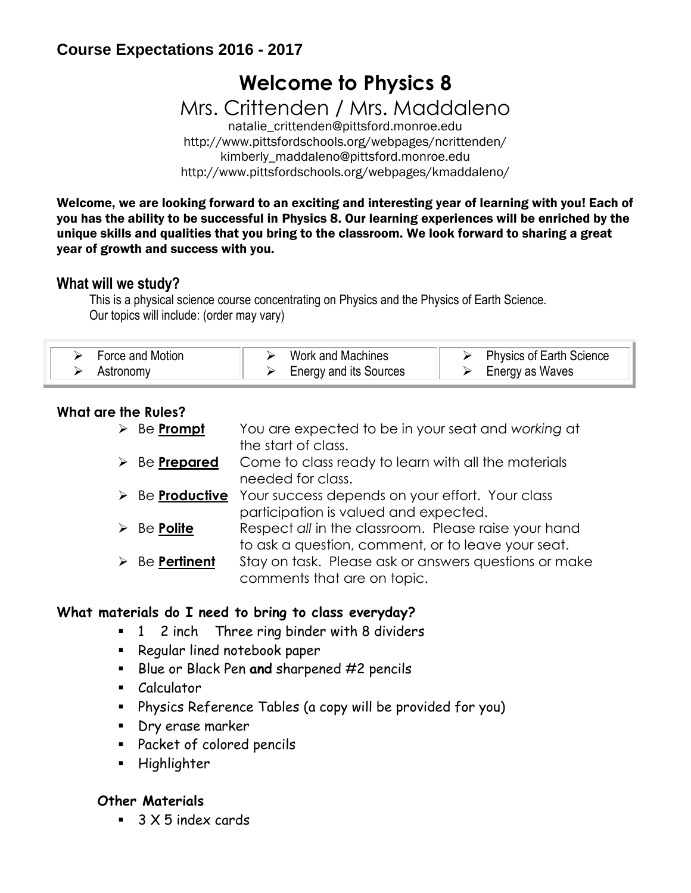## Course Expectations 2016 - 2017

# Welcome to Physics 8

## Mrs. Crittenden / Mrs. Maddaleno

natalie_crittenden@pittsford.monroe.edu
http://www.pittsfordschools.org/webpages/ncrittenden/
kimberly_maddaleno@pittsford.monroe.edu
http://www.pittsfordschools.org/webpages/kmaddaleno/

**Welcome, we are looking forward to an exciting and interesting year of learning with you! Each of you has the ability to be successful in Physics 8. Our learning experiences will be enriched by the unique skills and qualities that you bring to the classroom. We look forward to sharing a great year of growth and success with you.**

### What will we study?

This is a physical science course concentrating on Physics and the Physics of Earth Science.
Our topics will include: (order may vary)

| | | |
|---|---|---|
| ➢ Force and Motion | ➢ Work and Machines | ➢ Physics of Earth Science |
| ➢ Astronomy | ➢ Energy and its Sources | ➢ Energy as Waves |

### What are the Rules?

- Be **Prompt** — You are expected to be in your seat and *working* at the start of class.
- Be **Prepared** — Come to class ready to learn with all the materials needed for class.
- Be **Productive** — Your success depends on your effort. Your class participation is valued and expected.
- Be **Polite** — Respect *all* in the classroom. Please raise your hand to ask a question, comment, or to leave your seat.
- Be **Pertinent** — Stay on task. Please ask or answers questions or make comments that are on topic.

### What materials do I need to bring to class everyday?

- 1 2 inch Three ring binder with 8 dividers
- Regular lined notebook paper
- Blue or Black Pen **and** sharpened #2 pencils
- Calculator
- Physics Reference Tables (a copy will be provided for you)
- Dry erase marker
- Packet of colored pencils
- Highlighter

#### Other Materials

- 3 X 5 index cards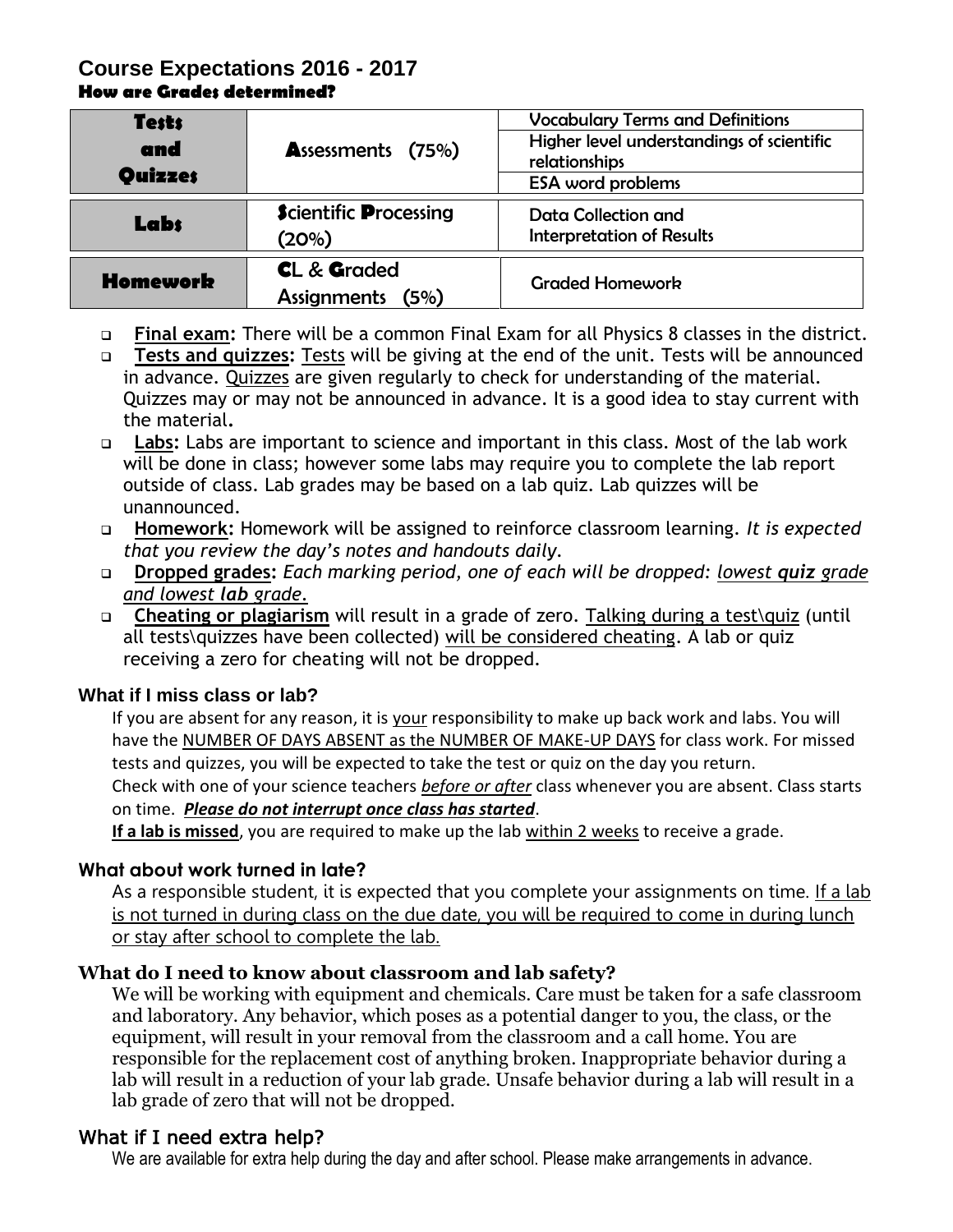## Course Expectations 2016 - 2017

### How are Grades determined?

| | | |
|---|---|---|
| **Tests and Quizzes** | **A**ssessments (75%) | Vocabulary Terms and Definitions |
| | | Higher level understandings of scientific relationships |
| | | ESA word problems |
| **Labs** | **S**cientific **P**rocessing (20%) | Data Collection and Interpretation of Results |
| **Homework** | **C**L & **G**raded Assignments (5%) | Graded Homework |

- **Final exam:** There will be a common Final Exam for all Physics 8 classes in the district.
- **Tests and quizzes:** Tests will be giving at the end of the unit. Tests will be announced in advance. Quizzes are given regularly to check for understanding of the material. Quizzes may or may not be announced in advance. It is a good idea to stay current with the material.
- **Labs:** Labs are important to science and important in this class. Most of the lab work will be done in class; however some labs may require you to complete the lab report outside of class. Lab grades may be based on a lab quiz. Lab quizzes will be unannounced.
- **Homework:** Homework will be assigned to reinforce classroom learning. *It is expected that you review the day's notes and handouts daily.*
- **Dropped grades:** *Each marking period, one of each will be dropped: lowest **quiz** grade and lowest **lab** grade.*
- **Cheating or plagiarism** will result in a grade of zero. Talking during a test\quiz (until all tests\quizzes have been collected) will be considered cheating. A lab or quiz receiving a zero for cheating will not be dropped.

### What if I miss class or lab?

If you are absent for any reason, it is your responsibility to make up back work and labs. You will have the NUMBER OF DAYS ABSENT as the NUMBER OF MAKE-UP DAYS for class work. For missed tests and quizzes, you will be expected to take the test or quiz on the day you return.

Check with one of your science teachers *before or after* class whenever you are absent. Class starts on time. ***Please do not interrupt once class has started***.

**If a lab is missed**, you are required to make up the lab within 2 weeks to receive a grade.

### What about work turned in late?

As a responsible student, it is expected that you complete your assignments on time. If a lab is not turned in during class on the due date, you will be required to come in during lunch or stay after school to complete the lab.

### What do I need to know about classroom and lab safety?

We will be working with equipment and chemicals. Care must be taken for a safe classroom and laboratory. Any behavior, which poses as a potential danger to you, the class, or the equipment, will result in your removal from the classroom and a call home. You are responsible for the replacement cost of anything broken. Inappropriate behavior during a lab will result in a reduction of your lab grade. Unsafe behavior during a lab will result in a lab grade of zero that will not be dropped.

### What if I need extra help?

We are available for extra help during the day and after school. Please make arrangements in advance.